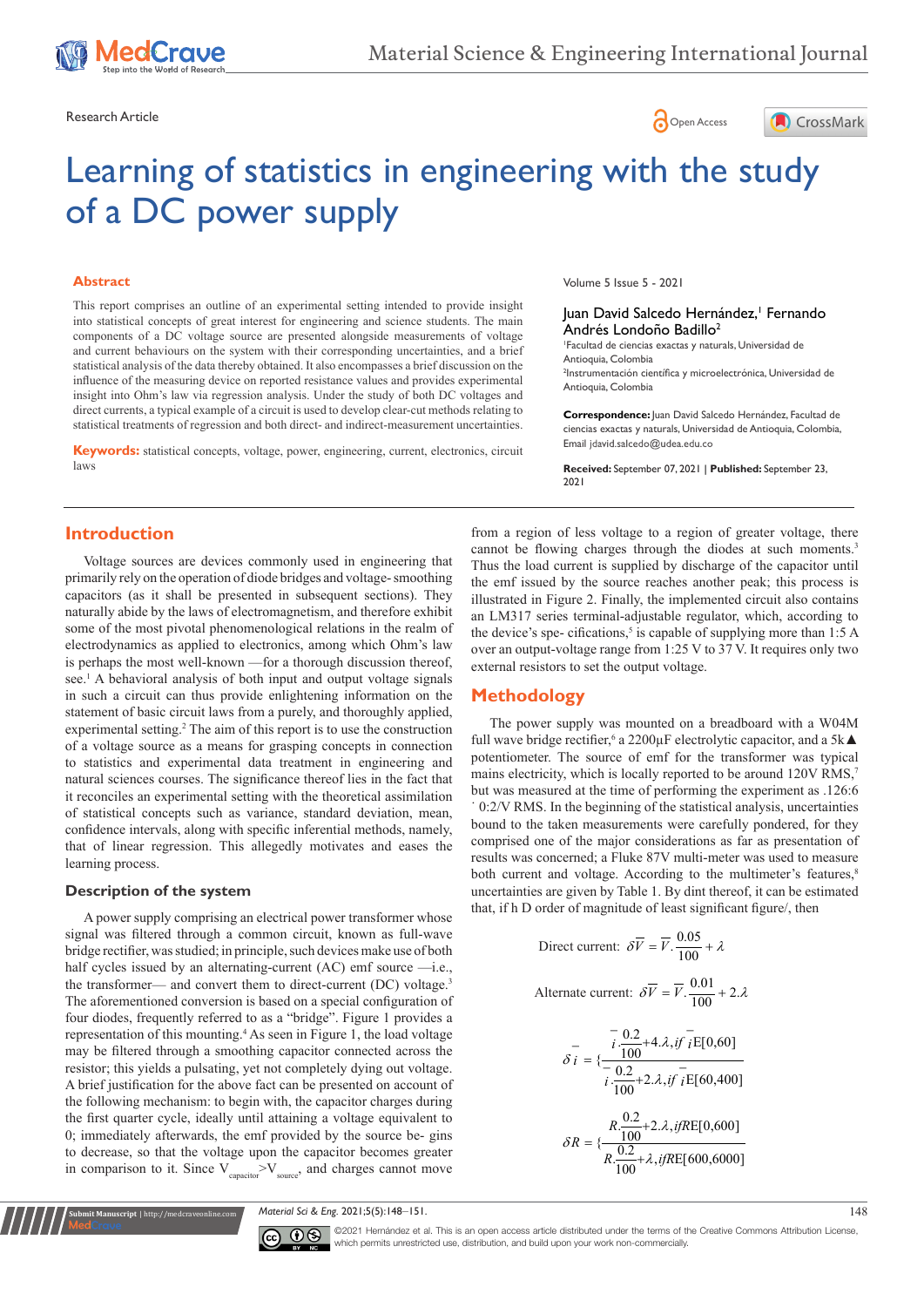Research Article

# Learning of statistics in engineering with the study of a DC power supply

## Abstract

This report comprises an outline of an experimental setting intended to provide insight into statistical concepts of great interest for engineering and science students. The main components of a DC voltage source are presented alongside measurements of voltage and current behaviours on the system with their corresponding uncertainties, and a brief statistical analysis of the data thereby obtained. It also encompasses a brief discussion on the influence of the measuring device on reported resistance values and provides experimental insight into Ohm's law via regression analysis. Under the study of both DC voltages and direct currents, a typical example of a circuit is used to develop clear-cut methods relating to statistical treatments of regression and both direct- and indirect-measurement uncertainties.

**Keywords:** statistical concepts, voltage, power, engineering, current, electronics, circuit laws

Volume 5 Issue 5 - 2021

Juan David Salcedo Hernández,[1] Fernando Andrés Londoño Badillo[2]

[1]Facultad de ciencias exactas y naturals, Universidad de Antioquia, Colombia

[2]Instrumentación científica y microelectrónica, Universidad de Antioquia, Colombia

**Correspondence:** Juan David Salcedo Hernández, Facultad de ciencias exactas y naturals, Universidad de Antioquia, Colombia, Email jdavid.salcedo@udea.edu.co

**Received:** September 07, 2021 | **Published:** September 23, 2021

## Introduction

Voltage sources are devices commonly used in engineering that primarily rely on the operation of diode bridges and voltage- smoothing capacitors (as it shall be presented in subsequent sections). They naturally abide by the laws of electromagnetism, and therefore exhibit some of the most pivotal phenomenological relations in the realm of electrodynamics as applied to electronics, among which Ohm's law is perhaps the most well-known —for a thorough discussion thereof, see.[1] A behavioral analysis of both input and output voltage signals in such a circuit can thus provide enlightening information on the statement of basic circuit laws from a purely, and thoroughly applied, experimental setting.[2] The aim of this report is to use the construction of a voltage source as a means for grasping concepts in connection to statistics and experimental data treatment in engineering and natural sciences courses. The significance thereof lies in the fact that it reconciles an experimental setting with the theoretical assimilation of statistical concepts such as variance, standard deviation, mean, confidence intervals, along with specific inferential methods, namely, that of linear regression. This allegedly motivates and eases the learning process.

### Description of the system

A power supply comprising an electrical power transformer whose signal was filtered through a common circuit, known as full-wave bridge rectifier, was studied; in principle, such devices make use of both half cycles issued by an alternating-current (AC) emf source —i.e., the transformer— and convert them to direct-current (DC) voltage.[3] The aforementioned conversion is based on a special configuration of four diodes, frequently referred to as a "bridge". Figure 1 provides a representation of this mounting.[4] As seen in Figure 1, the load voltage may be filtered through a smoothing capacitor connected across the resistor; this yields a pulsating, yet not completely dying out voltage. A brief justification for the above fact can be presented on account of the following mechanism: to begin with, the capacitor charges during the first quarter cycle, ideally until attaining a voltage equivalent to 0; immediately afterwards, the emf provided by the source be- gins to decrease, so that the voltage upon the capacitor becomes greater in comparison to it. Since $V_{capacitor} > V_{source}$, and charges cannot move from a region of less voltage to a region of greater voltage, there cannot be flowing charges through the diodes at such moments.[3] Thus the load current is supplied by discharge of the capacitor until the emf issued by the source reaches another peak; this process is illustrated in Figure 2. Finally, the implemented circuit also contains an LM317 series terminal-adjustable regulator, which, according to the device's spe- cifications,[5] is capable of supplying more than 1:5 A over an output-voltage range from 1:25 V to 37 V. It requires only two external resistors to set the output voltage.

## Methodology

The power supply was mounted on a breadboard with a W04M full wave bridge rectifier,[6] a 2200µF electrolytic capacitor, and a 5k▲ potentiometer. The source of emf for the transformer was typical mains electricity, which is locally reported to be around 120V RMS,[7] but was measured at the time of performing the experiment as .126:6 ˙ 0:2/V RMS. In the beginning of the statistical analysis, uncertainties bound to the taken measurements were carefully pondered, for they comprised one of the major considerations as far as presentation of results was concerned; a Fluke 87V multi-meter was used to measure both current and voltage. According to the multimeter's features,[8] uncertainties are given by Table 1. By dint thereof, it can be estimated that, if h D order of magnitude of least significant figure/, then

$$\text{Direct current: } \delta\overline{V} = \overline{V}.\frac{0.05}{100} + \lambda$$

$$\text{Alternate current: } \delta\overline{V} = \overline{V}.\frac{0.01}{100} + 2.\lambda$$

$$\delta\bar{i} = \begin{cases} \bar{i}.\dfrac{0.2}{100} + 4.\lambda, \text{if } \bar{i}\,E[0,60] \\ \bar{i}.\dfrac{0.2}{100} + 2.\lambda, \text{if } \bar{i}\,E[60,400] \end{cases}$$

$$\delta R = \begin{cases} R.\dfrac{0.2}{100} + 2.\lambda, \text{if } R\,E[0,600] \\ R.\dfrac{0.2}{100} + \lambda, \text{if } R\,E[600,6000] \end{cases}$$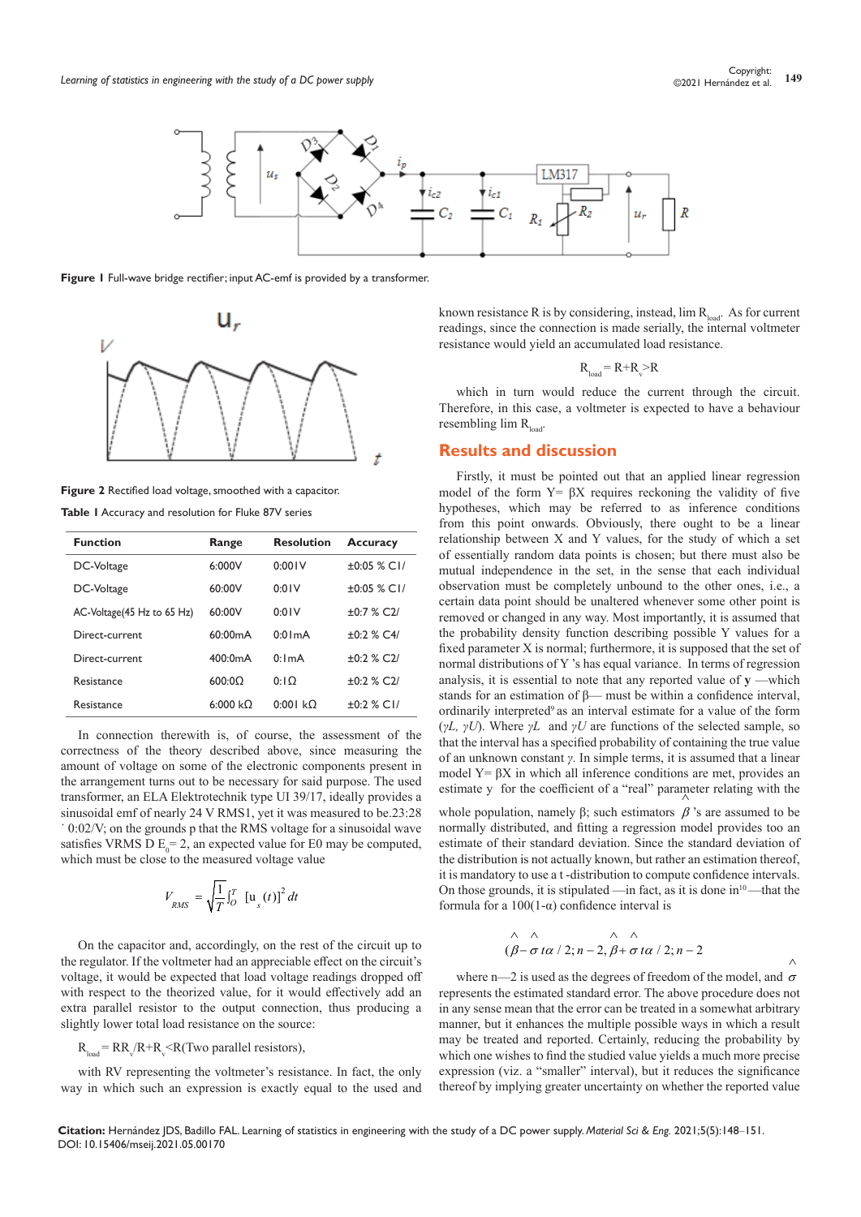Figure 1 Full-wave bridge rectifier; input AC-emf is provided by a transformer.

Figure 2 Rectified load voltage, smoothed with a capacitor.

**Table 1** Accuracy and resolution for Fluke 87V series

| Function | Range | Resolution | Accuracy |
|---|---|---|---|
| DC-Voltage | 6:000V | 0:001V | ±0:05 % C1/ |
| DC-Voltage | 60:00V | 0:01V | ±0:05 % C1/ |
| AC-Voltage(45 Hz to 65 Hz) | 60:00V | 0:01V | ±0:7 % C2/ |
| Direct-current | 60:00mA | 0:01mA | ±0:2 % C4/ |
| Direct-current | 400:0mA | 0:1mA | ±0:2 % C2/ |
| Resistance | 600:0Ω | 0:1Ω | ±0:2 % C2/ |
| Resistance | 6:000 kΩ | 0:001 kΩ | ±0:2 % C1/ |

In connection therewith is, of course, the assessment of the correctness of the theory described above, since measuring the amount of voltage on some of the electronic components present in the arrangement turns out to be necessary for said purpose. The used transformer, an ELA Elektrotechnik type UI 39/17, ideally provides a sinusoidal emf of nearly 24 V RMS1, yet it was measured to be.23:28 ˙ 0:02/V; on the grounds p that the RMS voltage for a sinusoidal wave satisfies VRMS D $E_0$= 2, an expected value for E0 may be computed, which must be close to the measured voltage value

$$V_{RMS} = \sqrt{\frac{1}{T}\int_O^T [u_s(t)]^2\, dt}$$

On the capacitor and, accordingly, on the rest of the circuit up to the regulator. If the voltmeter had an appreciable effect on the circuit's voltage, it would be expected that load voltage readings dropped off with respect to the theorized value, for it would effectively add an extra parallel resistor to the output connection, thus producing a slightly lower total load resistance on the source:

$R_{load}$ = $RR_v$/$R+R_v$<R(Two parallel resistors),

with RV representing the voltmeter's resistance. In fact, the only way in which such an expression is exactly equal to the used and known resistance R is by considering, instead, lim $R_{load}$. As for current readings, since the connection is made serially, the internal voltmeter resistance would yield an accumulated load resistance.

$$R_{load} = R+R_v>R$$

which in turn would reduce the current through the circuit. Therefore, in this case, a voltmeter is expected to have a behaviour resembling lim $R_{load}$.

## Results and discussion

Firstly, it must be pointed out that an applied linear regression model of the form Y= βX requires reckoning the validity of five hypotheses, which may be referred to as inference conditions from this point onwards. Obviously, there ought to be a linear relationship between X and Y values, for the study of which a set of essentially random data points is chosen; but there must also be mutual independence in the set, in the sense that each individual observation must be completely unbound to the other ones, i.e., a certain data point should be unaltered whenever some other point is removed or changed in any way. Most importantly, it is assumed that the probability density function describing possible Y values for a fixed parameter X is normal; furthermore, it is supposed that the set of normal distributions of Y 's has equal variance. In terms of regression analysis, it is essential to note that any reported value of **y** —which stands for an estimation of β— must be within a confidence interval, ordinarily interpreted[9] as an interval estimate for a value of the form ($\gamma L$, $\gamma U$). Where $\gamma L$ and $\gamma U$ are functions of the selected sample, so that the interval has a specified probability of containing the true value of an unknown constant *γ*. In simple terms, it is assumed that a linear model Y= βX in which all inference conditions are met, provides an estimate y for the coefficient of a "real" parameter relating with the whole population, namely β; such estimators $\hat{\beta}$ 's are assumed to be normally distributed, and fitting a regression model provides too an estimate of their standard deviation. Since the standard deviation of the distribution is not actually known, but rather an estimation thereof, it is mandatory to use a t -distribution to compute confidence intervals. On those grounds, it is stipulated —in fact, as it is done in[10]—that the formula for a 100(1-α) confidence interval is

$$(\hat{\beta} - \hat{\sigma}\, t\alpha / 2; n-2, \hat{\beta} + \hat{\sigma}\, t\alpha / 2; n-2$$

where n—2 is used as the degrees of freedom of the model, and $\hat{\sigma}$ represents the estimated standard error. The above procedure does not in any sense mean that the error can be treated in a somewhat arbitrary manner, but it enhances the multiple possible ways in which a result may be treated and reported. Certainly, reducing the probability by which one wishes to find the studied value yields a much more precise expression (viz. a "smaller" interval), but it reduces the significance thereof by implying greater uncertainty on whether the reported value

**Citation:** Hernández JDS, Badillo FAL. Learning of statistics in engineering with the study of a DC power supply. *Material Sci & Eng.* 2021;5(5):148‒151. DOI: 10.15406/mseij.2021.05.00170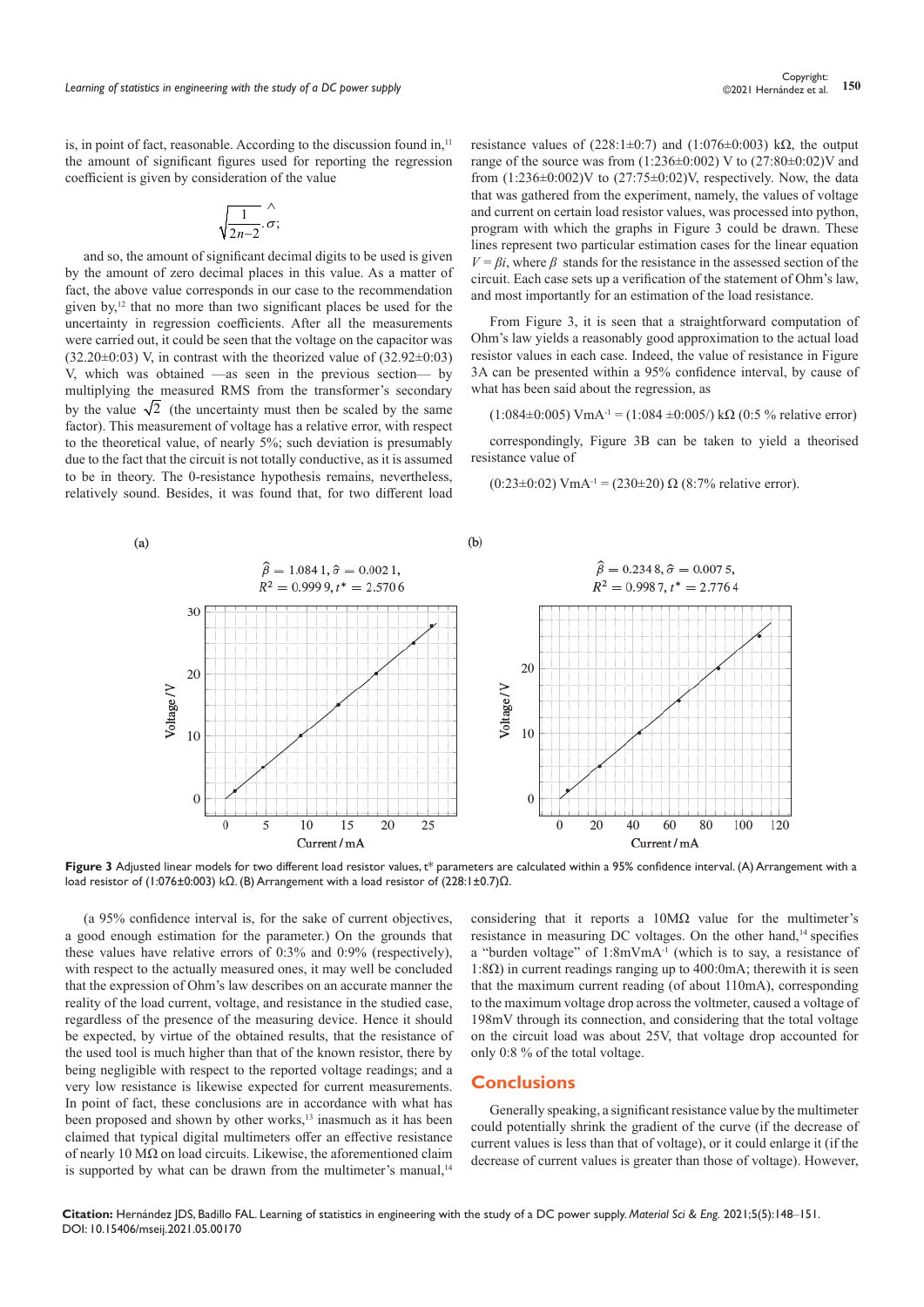is, in point of fact, reasonable. According to the discussion found in,[11] the amount of significant figures used for reporting the regression coefficient is given by consideration of the value

$$\sqrt{\frac{1}{2n-2}}\cdot\hat{\sigma};$$

and so, the amount of significant decimal digits to be used is given by the amount of zero decimal places in this value. As a matter of fact, the above value corresponds in our case to the recommendation given by,[12] that no more than two significant places be used for the uncertainty in regression coefficients. After all the measurements were carried out, it could be seen that the voltage on the capacitor was (32.20±0:03) V, in contrast with the theorized value of (32.92±0:03) V, which was obtained —as seen in the previous section— by multiplying the measured RMS from the transformer's secondary by the value $\sqrt{2}$ (the uncertainty must then be scaled by the same factor). This measurement of voltage has a relative error, with respect to the theoretical value, of nearly 5%; such deviation is presumably due to the fact that the circuit is not totally conductive, as it is assumed to be in theory. The 0-resistance hypothesis remains, nevertheless, relatively sound. Besides, it was found that, for two different load resistance values of (228:1±0:7) and (1:076±0:003) kΩ, the output range of the source was from (1:236±0:002) V to (27:80±0:02)V and from (1:236±0:002)V to (27:75±0:02)V, respectively. Now, the data that was gathered from the experiment, namely, the values of voltage and current on certain load resistor values, was processed into python, program with which the graphs in Figure 3 could be drawn. These lines represent two particular estimation cases for the linear equation $V = \beta i$, where $\beta$ stands for the resistance in the assessed section of the circuit. Each case sets up a verification of the statement of Ohm's law, and most importantly for an estimation of the load resistance.

From Figure 3, it is seen that a straightforward computation of Ohm's law yields a reasonably good approximation to the actual load resistor values in each case. Indeed, the value of resistance in Figure 3A can be presented within a 95% confidence interval, by cause of what has been said about the regression, as

(1:084±0:005) VmA$^{-1}$ = (1:084 ±0:005/) kΩ (0:5 % relative error)

correspondingly, Figure 3B can be taken to yield a theorised resistance value of

(0:23±0:02) VmA$^{-1}$ = (230±20) Ω (8:7% relative error).

(a) $\hat{\beta} = 1.0841$, $\hat{\sigma} = 0.0021$, $R^2 = 0.9999$, $t^* = 2.5706$

(b) $\hat{\beta} = 0.2348$, $\hat{\sigma} = 0.0075$, $R^2 = 0.9987$, $t^* = 2.7764$

**Figure 3** Adjusted linear models for two different load resistor values, t* parameters are calculated within a 95% confidence interval. (A) Arrangement with a load resistor of (1:076±0:003) kΩ. (B) Arrangement with a load resistor of (228:1±0.7)Ω.

(a 95% confidence interval is, for the sake of current objectives, a good enough estimation for the parameter.) On the grounds that these values have relative errors of 0:3% and 0:9% (respectively), with respect to the actually measured ones, it may well be concluded that the expression of Ohm's law describes on an accurate manner the reality of the load current, voltage, and resistance in the studied case, regardless of the presence of the measuring device. Hence it should be expected, by virtue of the obtained results, that the resistance of the used tool is much higher than that of the known resistor, there by being negligible with respect to the reported voltage readings; and a very low resistance is likewise expected for current measurements. In point of fact, these conclusions are in accordance with what has been proposed and shown by other works,[13] inasmuch as it has been claimed that typical digital multimeters offer an effective resistance of nearly 10 MΩ on load circuits. Likewise, the aforementioned claim is supported by what can be drawn from the multimeter's manual,[14] considering that it reports a 10MΩ value for the multimeter's resistance in measuring DC voltages. On the other hand,[14] specifies a "burden voltage" of 1:8mVmA$^{-1}$ (which is to say, a resistance of 1:8Ω) in current readings ranging up to 400:0mA; therewith it is seen that the maximum current reading (of about 110mA), corresponding to the maximum voltage drop across the voltmeter, caused a voltage of 198mV through its connection, and considering that the total voltage on the circuit load was about 25V, that voltage drop accounted for only 0:8 % of the total voltage.

## Conclusions

Generally speaking, a significant resistance value by the multimeter could potentially shrink the gradient of the curve (if the decrease of current values is less than that of voltage), or it could enlarge it (if the decrease of current values is greater than those of voltage). However,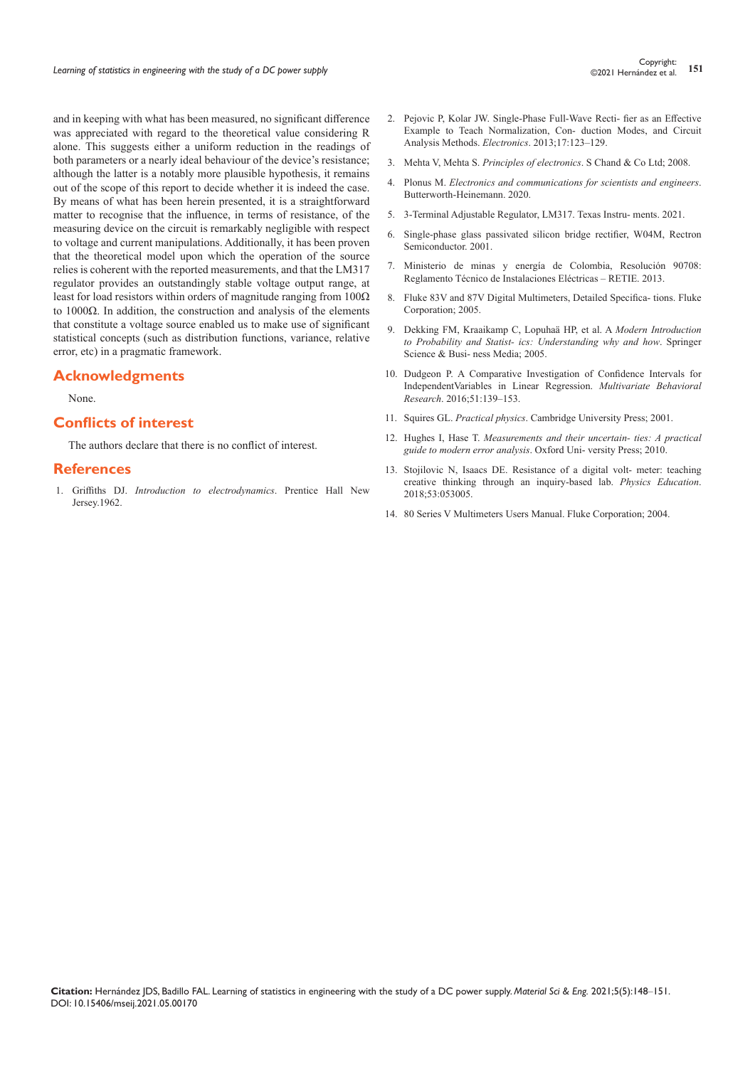and in keeping with what has been measured, no significant difference was appreciated with regard to the theoretical value considering R alone. This suggests either a uniform reduction in the readings of both parameters or a nearly ideal behaviour of the device's resistance; although the latter is a notably more plausible hypothesis, it remains out of the scope of this report to decide whether it is indeed the case. By means of what has been herein presented, it is a straightforward matter to recognise that the influence, in terms of resistance, of the measuring device on the circuit is remarkably negligible with respect to voltage and current manipulations. Additionally, it has been proven that the theoretical model upon which the operation of the source relies is coherent with the reported measurements, and that the LM317 regulator provides an outstandingly stable voltage output range, at least for load resistors within orders of magnitude ranging from 100Ω to 1000Ω. In addition, the construction and analysis of the elements that constitute a voltage source enabled us to make use of significant statistical concepts (such as distribution functions, variance, relative error, etc) in a pragmatic framework.

## Acknowledgments

None.

## Conflicts of interest

The authors declare that there is no conflict of interest.

## References

1. Griffiths DJ. *Introduction to electrodynamics*. Prentice Hall New Jersey.1962.
2. Pejovic P, Kolar JW. Single-Phase Full-Wave Recti- fier as an Effective Example to Teach Normalization, Con- duction Modes, and Circuit Analysis Methods. *Electronics*. 2013;17:123–129.
3. Mehta V, Mehta S. *Principles of electronics*. S Chand & Co Ltd; 2008.
4. Plonus M. *Electronics and communications for scientists and engineers*. Butterworth-Heinemann. 2020.
5. 3-Terminal Adjustable Regulator, LM317. Texas Instru- ments. 2021.
6. Single-phase glass passivated silicon bridge rectifier, W04M, Rectron Semiconductor. 2001.
7. Ministerio de minas y energía de Colombia, Resolución 90708: Reglamento Técnico de Instalaciones Eléctricas – RETIE. 2013.
8. Fluke 83V and 87V Digital Multimeters, Detailed Specifica- tions. Fluke Corporation; 2005.
9. Dekking FM, Kraaikamp C, Lopuhaä HP, et al. A *Modern Introduction to Probability and Statist- ics: Understanding why and how*. Springer Science & Busi- ness Media; 2005.
10. Dudgeon P. A Comparative Investigation of Confidence Intervals for IndependentVariables in Linear Regression. *Multivariate Behavioral Research*. 2016;51:139–153.
11. Squires GL. *Practical physics*. Cambridge University Press; 2001.
12. Hughes I, Hase T. *Measurements and their uncertain- ties: A practical guide to modern error analysis*. Oxford Uni- versity Press; 2010.
13. Stojilovic N, Isaacs DE. Resistance of a digital volt- meter: teaching creative thinking through an inquiry-based lab. *Physics Education*. 2018;53:053005.
14. 80 Series V Multimeters Users Manual. Fluke Corporation; 2004.